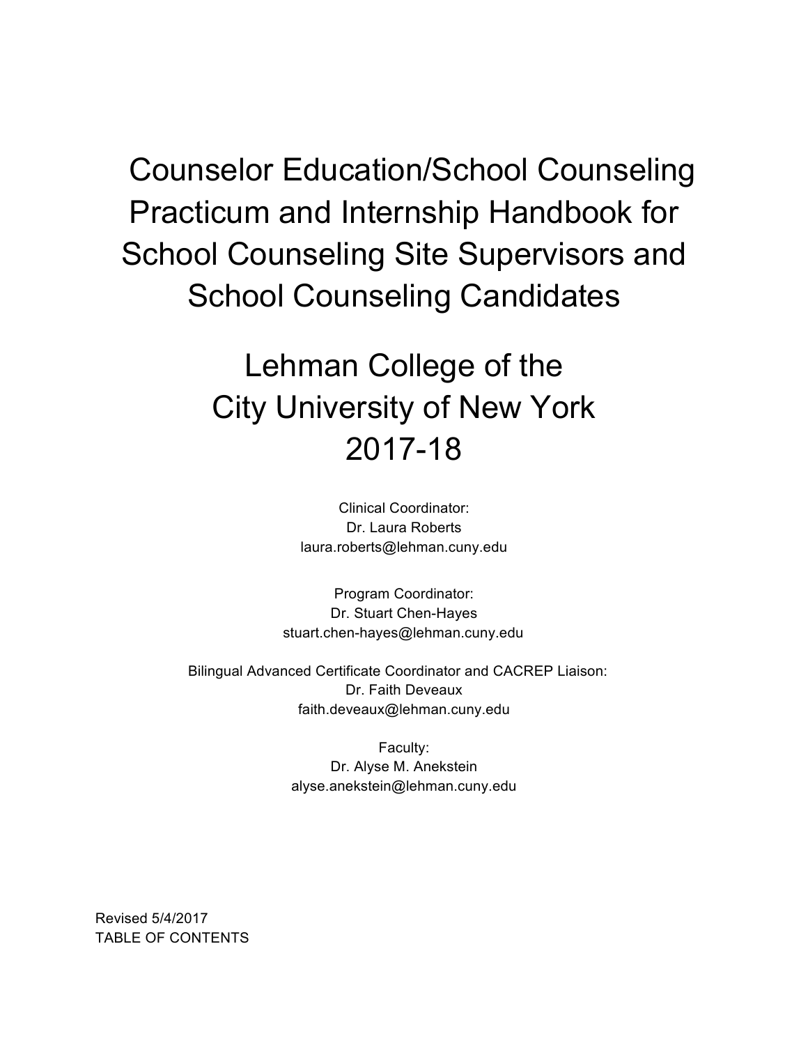# Counselor Education/School Counseling Practicum and Internship Handbook for School Counseling Site Supervisors and School Counseling Candidates

# Lehman College of the City University of New York 2017-18

Clinical Coordinator:
Dr. Laura Roberts
laura.roberts@lehman.cuny.edu

Program Coordinator:
Dr. Stuart Chen-Hayes
stuart.chen-hayes@lehman.cuny.edu

Bilingual Advanced Certificate Coordinator and CACREP Liaison:
Dr. Faith Deveaux
faith.deveaux@lehman.cuny.edu

Faculty:
Dr. Alyse M. Anekstein
alyse.anekstein@lehman.cuny.edu

Revised 5/4/2017

TABLE OF CONTENTS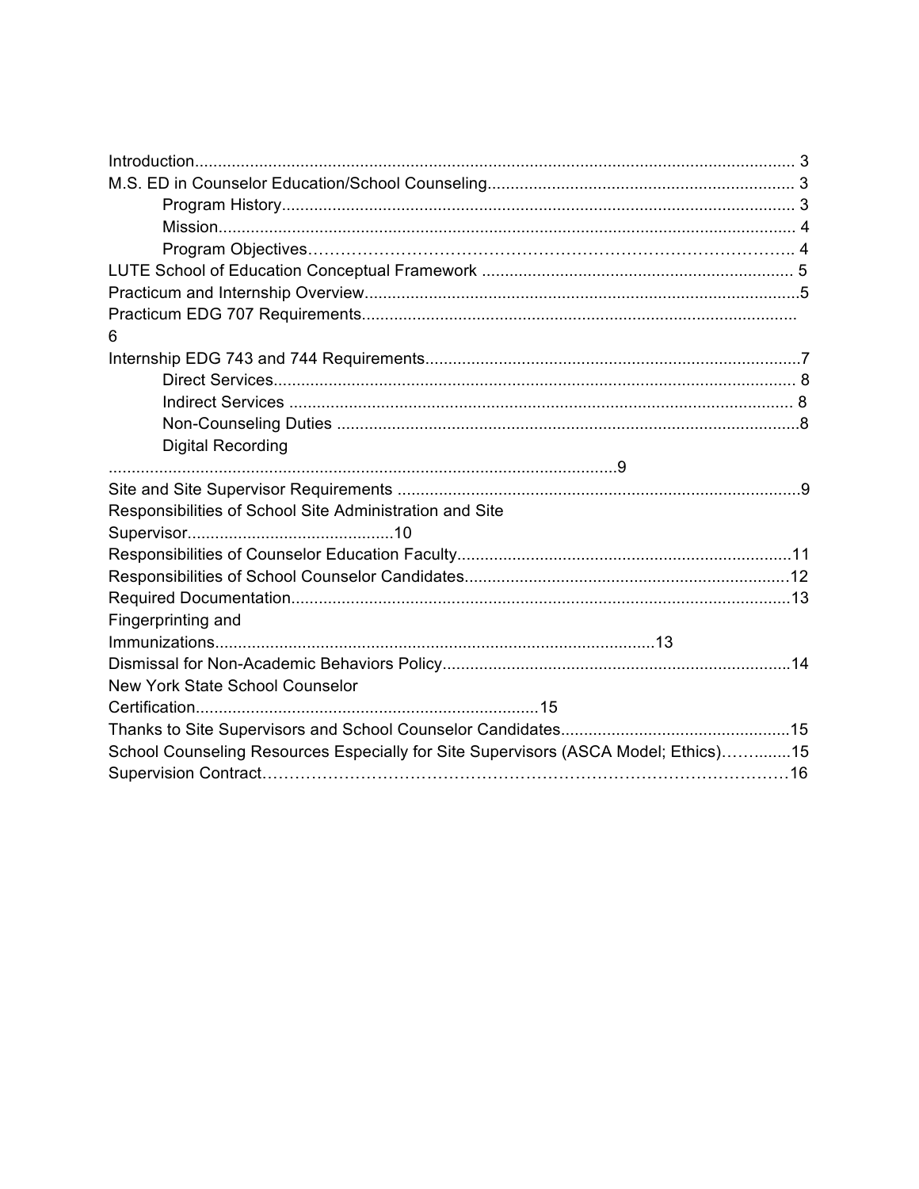Introduction................................................................................................................................. 3

M.S. ED in Counselor Education/School Counseling.................................................................. 3

- Program History................................................................................................................ 3
- Mission............................................................................................................................... 4
- Program Objectives……………………………………………………………………………….. 4

LUTE School of Education Conceptual Framework .................................................................... 5

Practicum and Internship Overview..............................................................................................5

Practicum EDG 707 Requirements...............................................................................................
6

Internship EDG 743 and 744 Requirements..................................................................................7

- Direct Services.................................................................................................................. 8
- Indirect Services .............................................................................................................. 8
- Non-Counseling Duties .....................................................................................................8
- Digital Recording
...............................................................................................................9

Site and Site Supervisor Requirements ........................................................................................9

Responsibilities of School Site Administration and Site
Supervisor.............................................10

Responsibilities of Counselor Education Faculty.........................................................................11

Responsibilities of School Counselor Candidates.......................................................................12

Required Documentation.............................................................................................................13

Fingerprinting and
Immunizations................................................................................................13

Dismissal for Non-Academic Behaviors Policy............................................................................14

New York State School Counselor
Certification...........................................................................15

Thanks to Site Supervisors and School Counselor Candidates..................................................15

School Counseling Resources Especially for Site Supervisors (ASCA Model; Ethics)……........15

Supervision Contract…………………………………………………………………………………16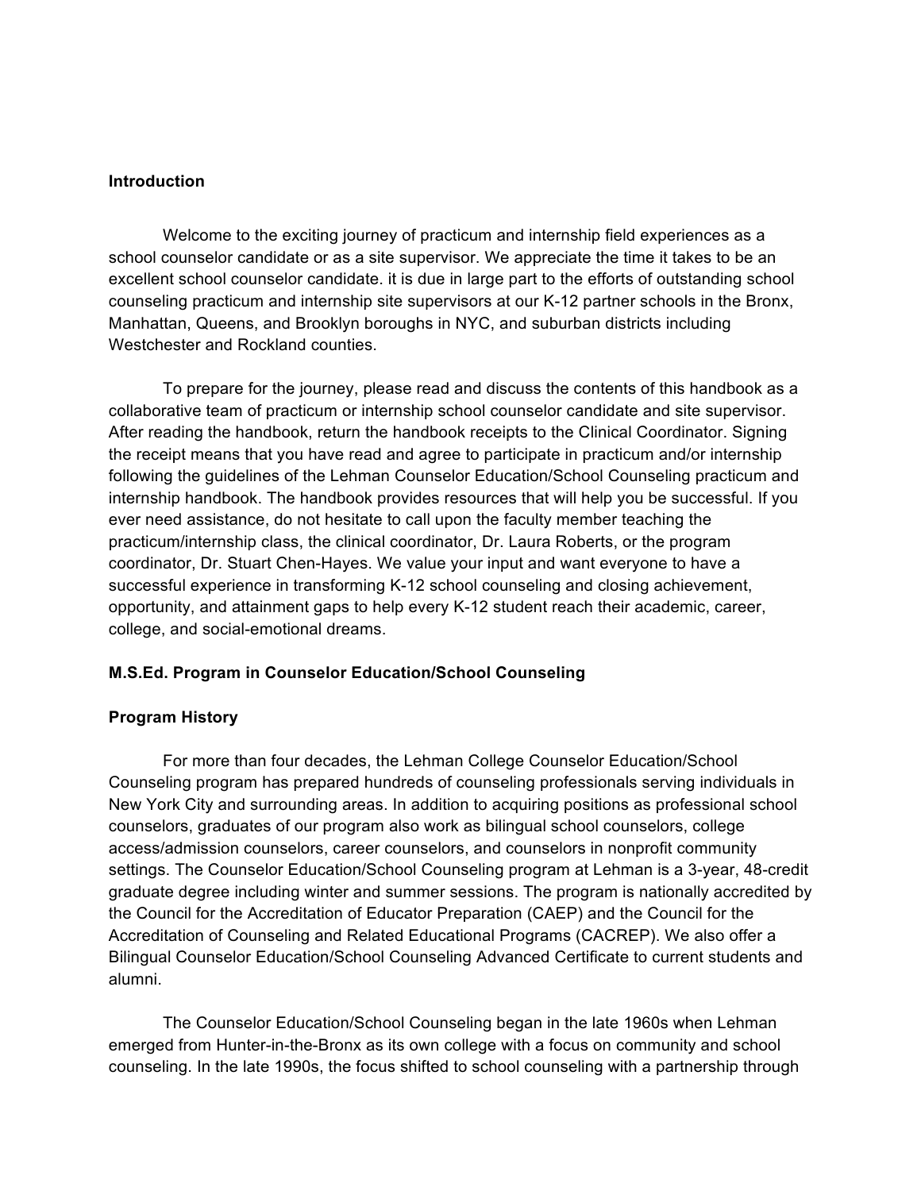**Introduction**

Welcome to the exciting journey of practicum and internship field experiences as a school counselor candidate or as a site supervisor. We appreciate the time it takes to be an excellent school counselor candidate. it is due in large part to the efforts of outstanding school counseling practicum and internship site supervisors at our K-12 partner schools in the Bronx, Manhattan, Queens, and Brooklyn boroughs in NYC, and suburban districts including Westchester and Rockland counties.

To prepare for the journey, please read and discuss the contents of this handbook as a collaborative team of practicum or internship school counselor candidate and site supervisor. After reading the handbook, return the handbook receipts to the Clinical Coordinator. Signing the receipt means that you have read and agree to participate in practicum and/or internship following the guidelines of the Lehman Counselor Education/School Counseling practicum and internship handbook. The handbook provides resources that will help you be successful. If you ever need assistance, do not hesitate to call upon the faculty member teaching the practicum/internship class, the clinical coordinator, Dr. Laura Roberts, or the program coordinator, Dr. Stuart Chen-Hayes. We value your input and want everyone to have a successful experience in transforming K-12 school counseling and closing achievement, opportunity, and attainment gaps to help every K-12 student reach their academic, career, college, and social-emotional dreams.

**M.S.Ed. Program in Counselor Education/School Counseling**

**Program History**

For more than four decades, the Lehman College Counselor Education/School Counseling program has prepared hundreds of counseling professionals serving individuals in New York City and surrounding areas. In addition to acquiring positions as professional school counselors, graduates of our program also work as bilingual school counselors, college access/admission counselors, career counselors, and counselors in nonprofit community settings. The Counselor Education/School Counseling program at Lehman is a 3-year, 48-credit graduate degree including winter and summer sessions. The program is nationally accredited by the Council for the Accreditation of Educator Preparation (CAEP) and the Council for the Accreditation of Counseling and Related Educational Programs (CACREP). We also offer a Bilingual Counselor Education/School Counseling Advanced Certificate to current students and alumni.

The Counselor Education/School Counseling began in the late 1960s when Lehman emerged from Hunter-in-the-Bronx as its own college with a focus on community and school counseling. In the late 1990s, the focus shifted to school counseling with a partnership through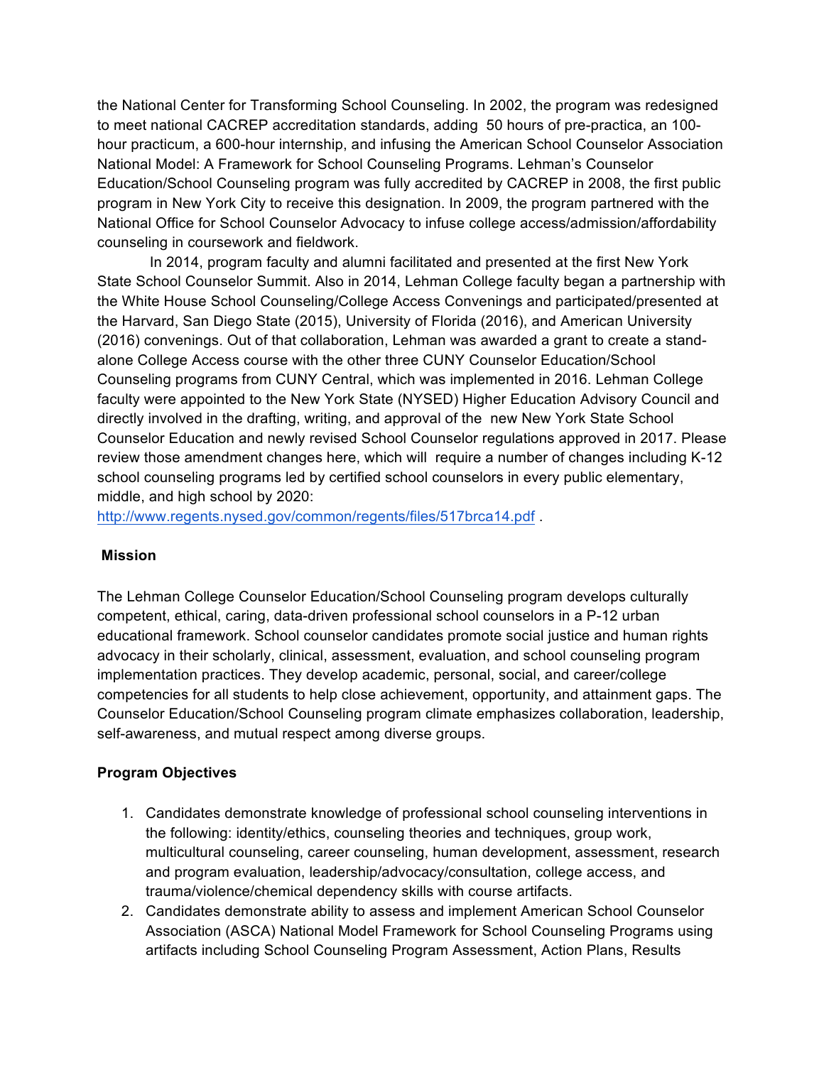the National Center for Transforming School Counseling. In 2002, the program was redesigned to meet national CACREP accreditation standards, adding 50 hours of pre-practica, an 100-hour practicum, a 600-hour internship, and infusing the American School Counselor Association National Model: A Framework for School Counseling Programs. Lehman's Counselor Education/School Counseling program was fully accredited by CACREP in 2008, the first public program in New York City to receive this designation. In 2009, the program partnered with the National Office for School Counselor Advocacy to infuse college access/admission/affordability counseling in coursework and fieldwork.

In 2014, program faculty and alumni facilitated and presented at the first New York State School Counselor Summit. Also in 2014, Lehman College faculty began a partnership with the White House School Counseling/College Access Convenings and participated/presented at the Harvard, San Diego State (2015), University of Florida (2016), and American University (2016) convenings. Out of that collaboration, Lehman was awarded a grant to create a stand-alone College Access course with the other three CUNY Counselor Education/School Counseling programs from CUNY Central, which was implemented in 2016. Lehman College faculty were appointed to the New York State (NYSED) Higher Education Advisory Council and directly involved in the drafting, writing, and approval of the new New York State School Counselor Education and newly revised School Counselor regulations approved in 2017. Please review those amendment changes here, which will require a number of changes including K-12 school counseling programs led by certified school counselors in every public elementary, middle, and high school by 2020: http://www.regents.nysed.gov/common/regents/files/517brca14.pdf .

**Mission**

The Lehman College Counselor Education/School Counseling program develops culturally competent, ethical, caring, data-driven professional school counselors in a P-12 urban educational framework. School counselor candidates promote social justice and human rights advocacy in their scholarly, clinical, assessment, evaluation, and school counseling program implementation practices. They develop academic, personal, social, and career/college competencies for all students to help close achievement, opportunity, and attainment gaps. The Counselor Education/School Counseling program climate emphasizes collaboration, leadership, self-awareness, and mutual respect among diverse groups.

**Program Objectives**

1. Candidates demonstrate knowledge of professional school counseling interventions in the following: identity/ethics, counseling theories and techniques, group work, multicultural counseling, career counseling, human development, assessment, research and program evaluation, leadership/advocacy/consultation, college access, and trauma/violence/chemical dependency skills with course artifacts.
2. Candidates demonstrate ability to assess and implement American School Counselor Association (ASCA) National Model Framework for School Counseling Programs using artifacts including School Counseling Program Assessment, Action Plans, Results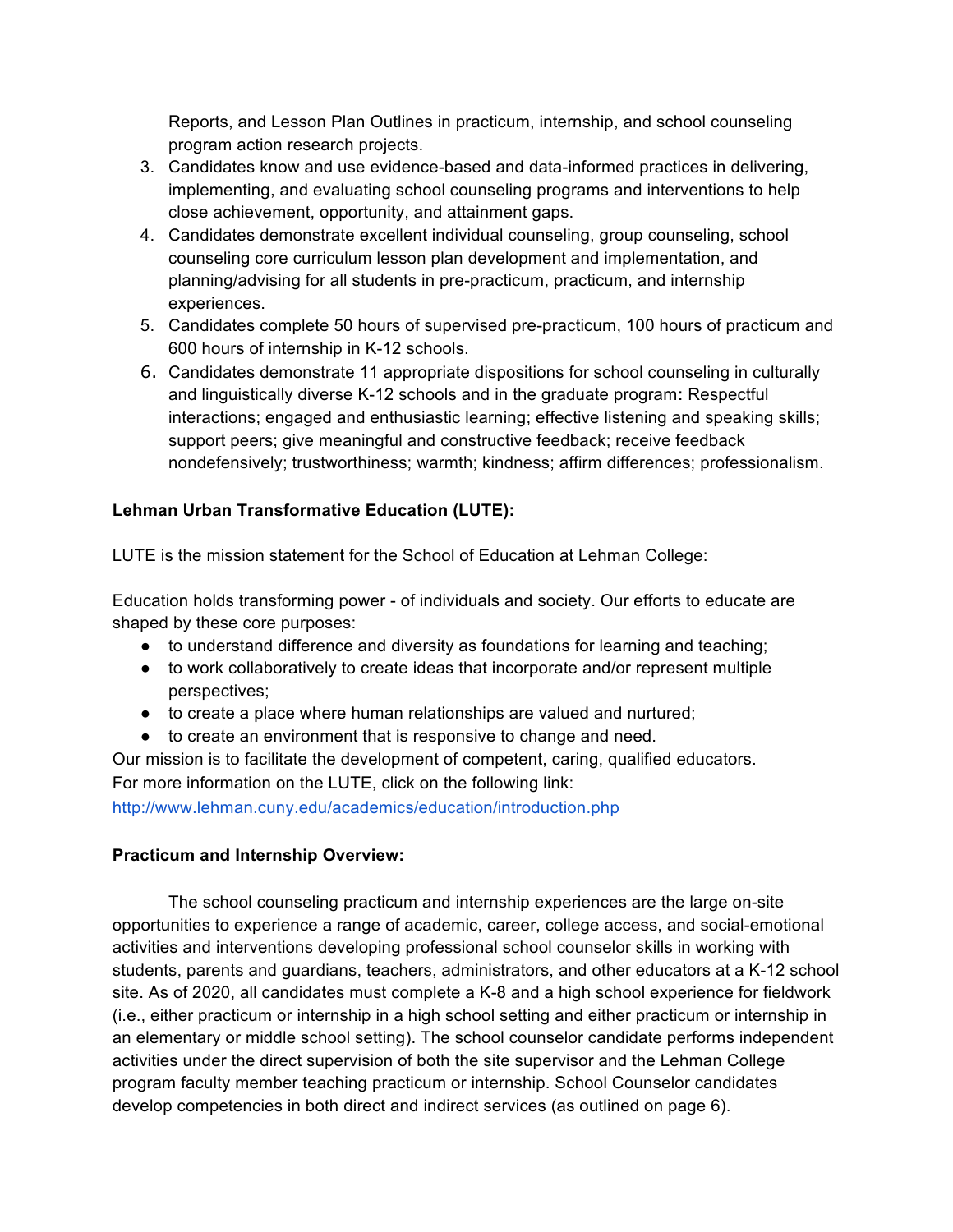Reports, and Lesson Plan Outlines in practicum, internship, and school counseling program action research projects.

3. Candidates know and use evidence-based and data-informed practices in delivering, implementing, and evaluating school counseling programs and interventions to help close achievement, opportunity, and attainment gaps.
4. Candidates demonstrate excellent individual counseling, group counseling, school counseling core curriculum lesson plan development and implementation, and planning/advising for all students in pre-practicum, practicum, and internship experiences.
5. Candidates complete 50 hours of supervised pre-practicum, 100 hours of practicum and 600 hours of internship in K-12 schools.
6. Candidates demonstrate 11 appropriate dispositions for school counseling in culturally and linguistically diverse K-12 schools and in the graduate program**:** Respectful interactions; engaged and enthusiastic learning; effective listening and speaking skills; support peers; give meaningful and constructive feedback; receive feedback nondefensively; trustworthiness; warmth; kindness; affirm differences; professionalism.

**Lehman Urban Transformative Education (LUTE):**

LUTE is the mission statement for the School of Education at Lehman College:

Education holds transforming power - of individuals and society. Our efforts to educate are shaped by these core purposes:

- to understand difference and diversity as foundations for learning and teaching;
- to work collaboratively to create ideas that incorporate and/or represent multiple perspectives;
- to create a place where human relationships are valued and nurtured;
- to create an environment that is responsive to change and need.

Our mission is to facilitate the development of competent, caring, qualified educators.
For more information on the LUTE, click on the following link:
http://www.lehman.cuny.edu/academics/education/introduction.php

**Practicum and Internship Overview:**

The school counseling practicum and internship experiences are the large on-site opportunities to experience a range of academic, career, college access, and social-emotional activities and interventions developing professional school counselor skills in working with students, parents and guardians, teachers, administrators, and other educators at a K-12 school site. As of 2020, all candidates must complete a K-8 and a high school experience for fieldwork (i.e., either practicum or internship in a high school setting and either practicum or internship in an elementary or middle school setting). The school counselor candidate performs independent activities under the direct supervision of both the site supervisor and the Lehman College program faculty member teaching practicum or internship. School Counselor candidates develop competencies in both direct and indirect services (as outlined on page 6).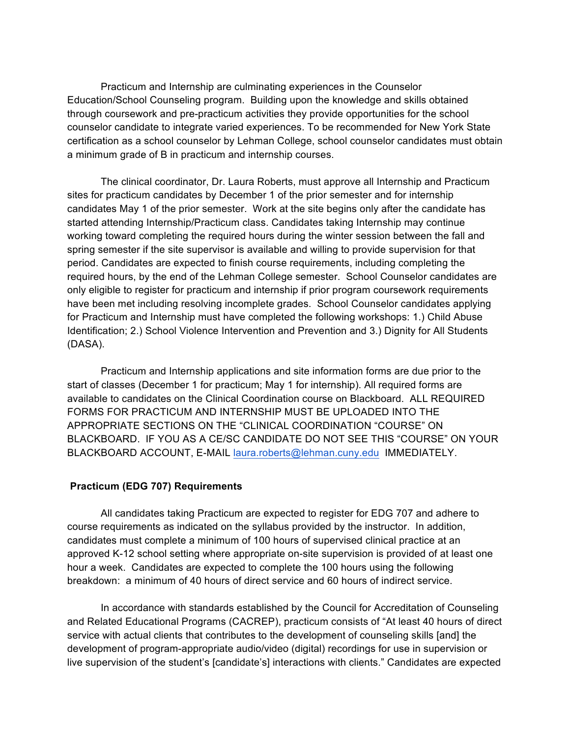Practicum and Internship are culminating experiences in the Counselor Education/School Counseling program. Building upon the knowledge and skills obtained through coursework and pre-practicum activities they provide opportunities for the school counselor candidate to integrate varied experiences. To be recommended for New York State certification as a school counselor by Lehman College, school counselor candidates must obtain a minimum grade of B in practicum and internship courses.

The clinical coordinator, Dr. Laura Roberts, must approve all Internship and Practicum sites for practicum candidates by December 1 of the prior semester and for internship candidates May 1 of the prior semester. Work at the site begins only after the candidate has started attending Internship/Practicum class. Candidates taking Internship may continue working toward completing the required hours during the winter session between the fall and spring semester if the site supervisor is available and willing to provide supervision for that period. Candidates are expected to finish course requirements, including completing the required hours, by the end of the Lehman College semester. School Counselor candidates are only eligible to register for practicum and internship if prior program coursework requirements have been met including resolving incomplete grades. School Counselor candidates applying for Practicum and Internship must have completed the following workshops: 1.) Child Abuse Identification; 2.) School Violence Intervention and Prevention and 3.) Dignity for All Students (DASA).

Practicum and Internship applications and site information forms are due prior to the start of classes (December 1 for practicum; May 1 for internship). All required forms are available to candidates on the Clinical Coordination course on Blackboard. ALL REQUIRED FORMS FOR PRACTICUM AND INTERNSHIP MUST BE UPLOADED INTO THE APPROPRIATE SECTIONS ON THE "CLINICAL COORDINATION "COURSE" ON BLACKBOARD. IF YOU AS A CE/SC CANDIDATE DO NOT SEE THIS "COURSE" ON YOUR BLACKBOARD ACCOUNT, E-MAIL laura.roberts@lehman.cuny.edu IMMEDIATELY.

**Practicum (EDG 707) Requirements**

All candidates taking Practicum are expected to register for EDG 707 and adhere to course requirements as indicated on the syllabus provided by the instructor. In addition, candidates must complete a minimum of 100 hours of supervised clinical practice at an approved K-12 school setting where appropriate on-site supervision is provided of at least one hour a week. Candidates are expected to complete the 100 hours using the following breakdown: a minimum of 40 hours of direct service and 60 hours of indirect service.

In accordance with standards established by the Council for Accreditation of Counseling and Related Educational Programs (CACREP), practicum consists of "At least 40 hours of direct service with actual clients that contributes to the development of counseling skills [and] the development of program-appropriate audio/video (digital) recordings for use in supervision or live supervision of the student's [candidate's] interactions with clients." Candidates are expected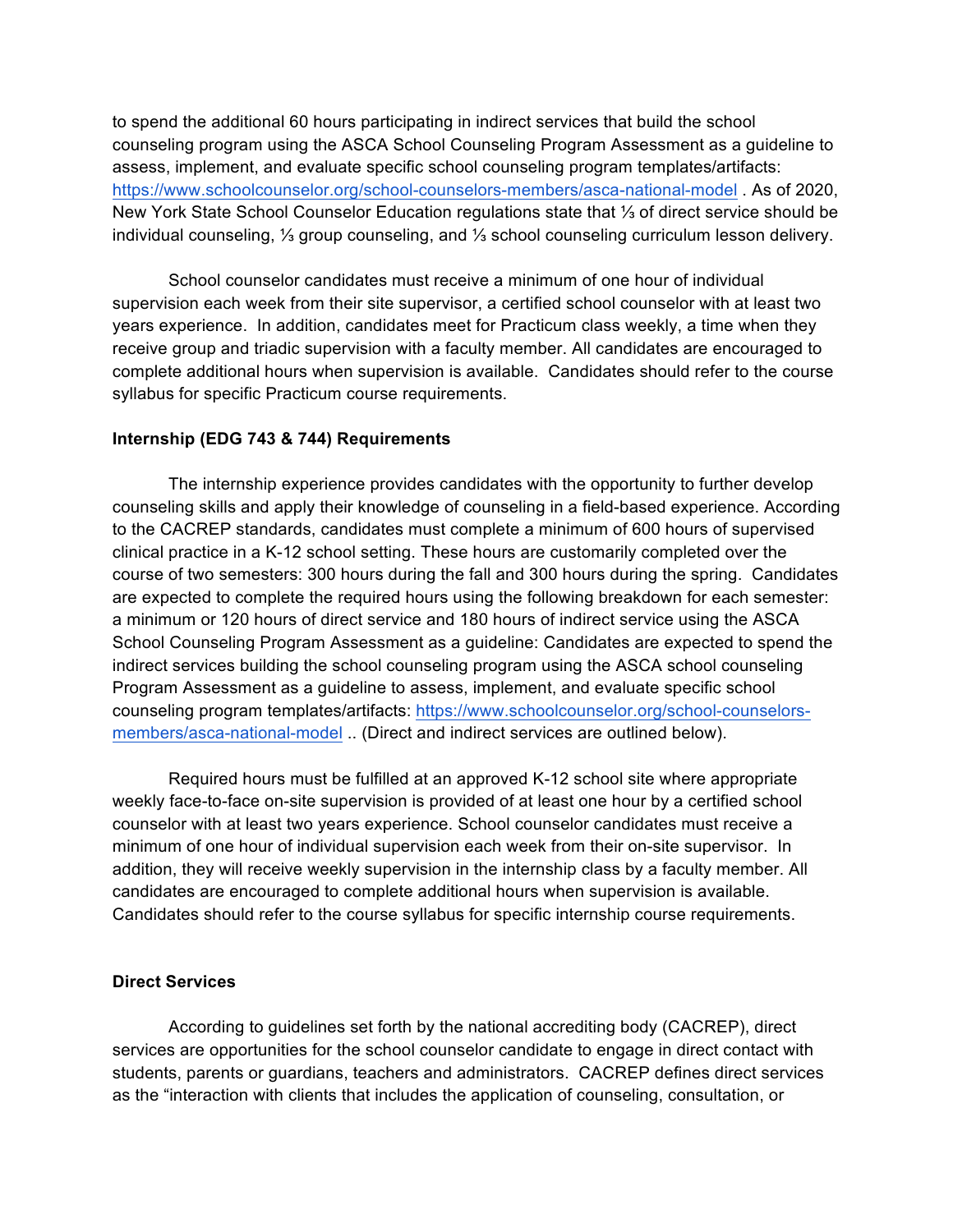to spend the additional 60 hours participating in indirect services that build the school counseling program using the ASCA School Counseling Program Assessment as a guideline to assess, implement, and evaluate specific school counseling program templates/artifacts: https://www.schoolcounselor.org/school-counselors-members/asca-national-model . As of 2020, New York State School Counselor Education regulations state that ⅓ of direct service should be individual counseling, ⅓ group counseling, and ⅓ school counseling curriculum lesson delivery.

School counselor candidates must receive a minimum of one hour of individual supervision each week from their site supervisor, a certified school counselor with at least two years experience. In addition, candidates meet for Practicum class weekly, a time when they receive group and triadic supervision with a faculty member. All candidates are encouraged to complete additional hours when supervision is available. Candidates should refer to the course syllabus for specific Practicum course requirements.

**Internship (EDG 743 & 744) Requirements**

The internship experience provides candidates with the opportunity to further develop counseling skills and apply their knowledge of counseling in a field-based experience. According to the CACREP standards, candidates must complete a minimum of 600 hours of supervised clinical practice in a K-12 school setting. These hours are customarily completed over the course of two semesters: 300 hours during the fall and 300 hours during the spring. Candidates are expected to complete the required hours using the following breakdown for each semester: a minimum or 120 hours of direct service and 180 hours of indirect service using the ASCA School Counseling Program Assessment as a guideline: Candidates are expected to spend the indirect services building the school counseling program using the ASCA school counseling Program Assessment as a guideline to assess, implement, and evaluate specific school counseling program templates/artifacts: https://www.schoolcounselor.org/school-counselors-members/asca-national-model .. (Direct and indirect services are outlined below).

Required hours must be fulfilled at an approved K-12 school site where appropriate weekly face-to-face on-site supervision is provided of at least one hour by a certified school counselor with at least two years experience. School counselor candidates must receive a minimum of one hour of individual supervision each week from their on-site supervisor. In addition, they will receive weekly supervision in the internship class by a faculty member. All candidates are encouraged to complete additional hours when supervision is available. Candidates should refer to the course syllabus for specific internship course requirements.

**Direct Services**

According to guidelines set forth by the national accrediting body (CACREP), direct services are opportunities for the school counselor candidate to engage in direct contact with students, parents or guardians, teachers and administrators. CACREP defines direct services as the "interaction with clients that includes the application of counseling, consultation, or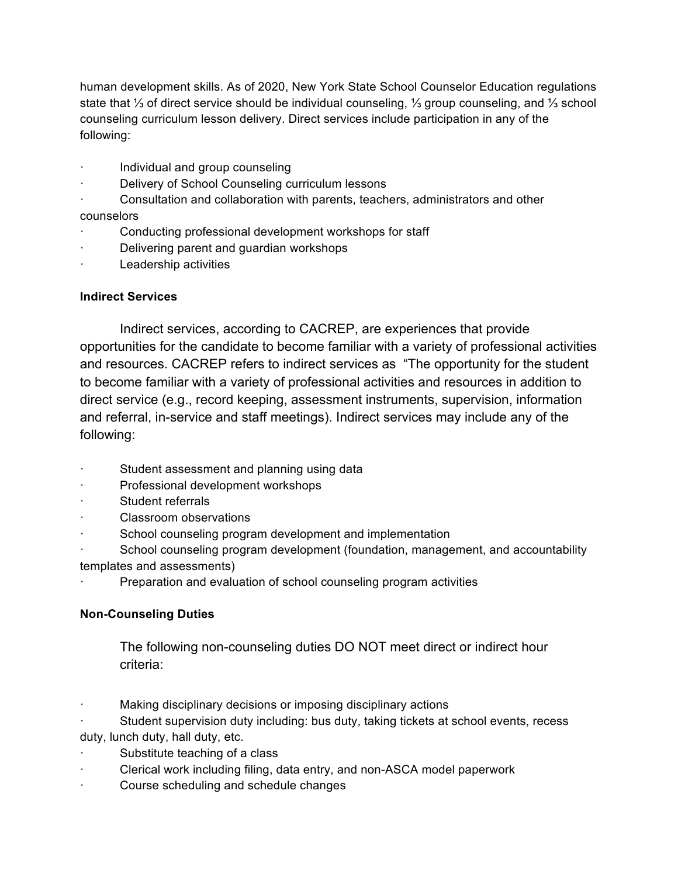human development skills. As of 2020, New York State School Counselor Education regulations state that ⅓ of direct service should be individual counseling, ⅓ group counseling, and ⅓ school counseling curriculum lesson delivery. Direct services include participation in any of the following:

- Individual and group counseling
- Delivery of School Counseling curriculum lessons
- Consultation and collaboration with parents, teachers, administrators and other counselors
- Conducting professional development workshops for staff
- Delivering parent and guardian workshops
- Leadership activities

**Indirect Services**

Indirect services, according to CACREP, are experiences that provide opportunities for the candidate to become familiar with a variety of professional activities and resources. CACREP refers to indirect services as "The opportunity for the student to become familiar with a variety of professional activities and resources in addition to direct service (e.g., record keeping, assessment instruments, supervision, information and referral, in-service and staff meetings). Indirect services may include any of the following:

- Student assessment and planning using data
- Professional development workshops
- Student referrals
- Classroom observations
- School counseling program development and implementation
- School counseling program development (foundation, management, and accountability templates and assessments)
- Preparation and evaluation of school counseling program activities

**Non-Counseling Duties**

The following non-counseling duties DO NOT meet direct or indirect hour criteria:

- Making disciplinary decisions or imposing disciplinary actions
- Student supervision duty including: bus duty, taking tickets at school events, recess duty, lunch duty, hall duty, etc.
- Substitute teaching of a class
- Clerical work including filing, data entry, and non-ASCA model paperwork
- Course scheduling and schedule changes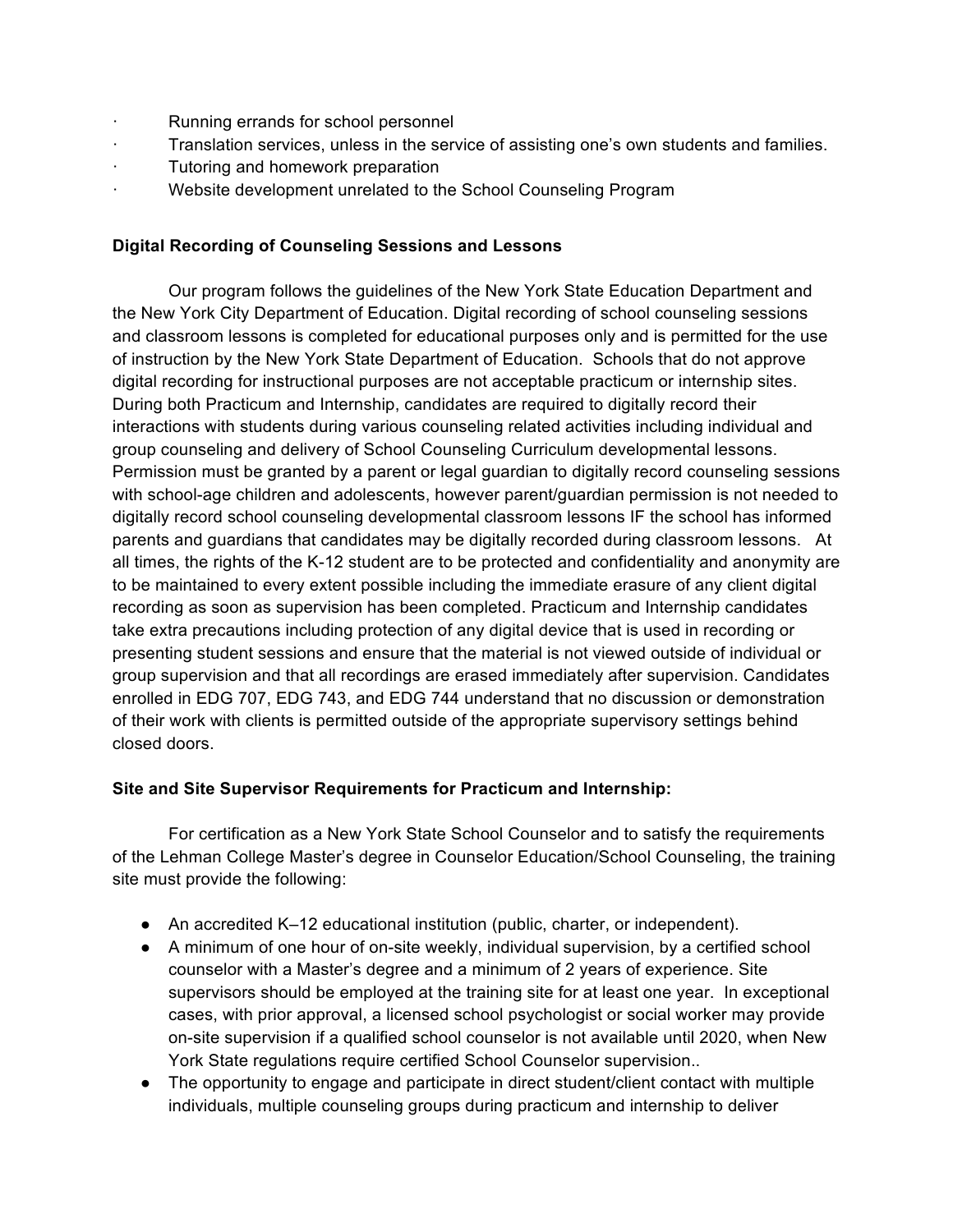- Running errands for school personnel
- Translation services, unless in the service of assisting one's own students and families.
- Tutoring and homework preparation
- Website development unrelated to the School Counseling Program

**Digital Recording of Counseling Sessions and Lessons**

Our program follows the guidelines of the New York State Education Department and the New York City Department of Education. Digital recording of school counseling sessions and classroom lessons is completed for educational purposes only and is permitted for the use of instruction by the New York State Department of Education. Schools that do not approve digital recording for instructional purposes are not acceptable practicum or internship sites. During both Practicum and Internship, candidates are required to digitally record their interactions with students during various counseling related activities including individual and group counseling and delivery of School Counseling Curriculum developmental lessons. Permission must be granted by a parent or legal guardian to digitally record counseling sessions with school-age children and adolescents, however parent/guardian permission is not needed to digitally record school counseling developmental classroom lessons IF the school has informed parents and guardians that candidates may be digitally recorded during classroom lessons. At all times, the rights of the K-12 student are to be protected and confidentiality and anonymity are to be maintained to every extent possible including the immediate erasure of any client digital recording as soon as supervision has been completed. Practicum and Internship candidates take extra precautions including protection of any digital device that is used in recording or presenting student sessions and ensure that the material is not viewed outside of individual or group supervision and that all recordings are erased immediately after supervision. Candidates enrolled in EDG 707, EDG 743, and EDG 744 understand that no discussion or demonstration of their work with clients is permitted outside of the appropriate supervisory settings behind closed doors.

**Site and Site Supervisor Requirements for Practicum and Internship:**

For certification as a New York State School Counselor and to satisfy the requirements of the Lehman College Master's degree in Counselor Education/School Counseling, the training site must provide the following:

- An accredited K–12 educational institution (public, charter, or independent).
- A minimum of one hour of on-site weekly, individual supervision, by a certified school counselor with a Master's degree and a minimum of 2 years of experience. Site supervisors should be employed at the training site for at least one year. In exceptional cases, with prior approval, a licensed school psychologist or social worker may provide on-site supervision if a qualified school counselor is not available until 2020, when New York State regulations require certified School Counselor supervision..
- The opportunity to engage and participate in direct student/client contact with multiple individuals, multiple counseling groups during practicum and internship to deliver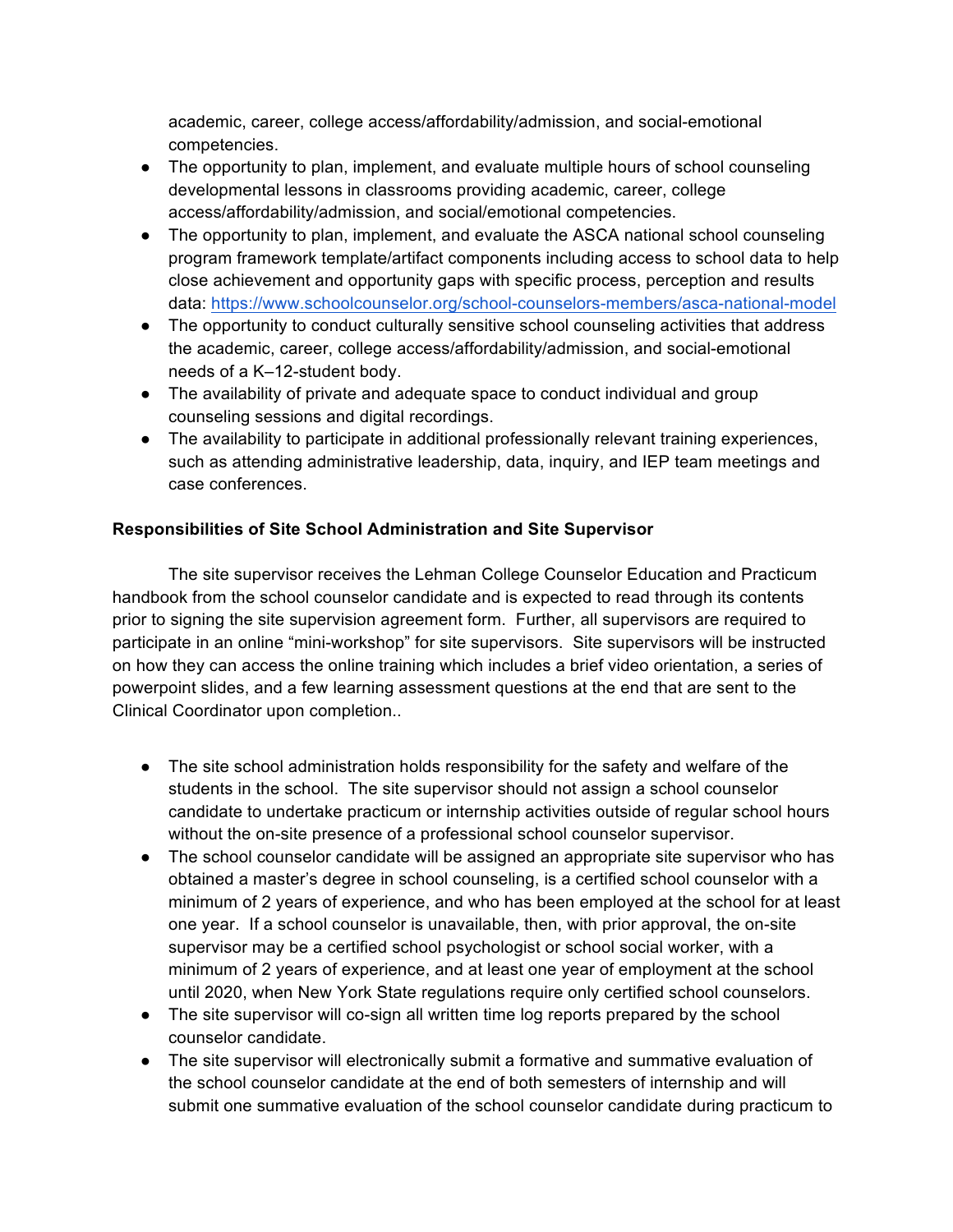academic, career, college access/affordability/admission, and social-emotional competencies.

- The opportunity to plan, implement, and evaluate multiple hours of school counseling developmental lessons in classrooms providing academic, career, college access/affordability/admission, and social/emotional competencies.
- The opportunity to plan, implement, and evaluate the ASCA national school counseling program framework template/artifact components including access to school data to help close achievement and opportunity gaps with specific process, perception and results data: https://www.schoolcounselor.org/school-counselors-members/asca-national-model
- The opportunity to conduct culturally sensitive school counseling activities that address the academic, career, college access/affordability/admission, and social-emotional needs of a K–12-student body.
- The availability of private and adequate space to conduct individual and group counseling sessions and digital recordings.
- The availability to participate in additional professionally relevant training experiences, such as attending administrative leadership, data, inquiry, and IEP team meetings and case conferences.

**Responsibilities of Site School Administration and Site Supervisor**

The site supervisor receives the Lehman College Counselor Education and Practicum handbook from the school counselor candidate and is expected to read through its contents prior to signing the site supervision agreement form. Further, all supervisors are required to participate in an online "mini-workshop" for site supervisors. Site supervisors will be instructed on how they can access the online training which includes a brief video orientation, a series of powerpoint slides, and a few learning assessment questions at the end that are sent to the Clinical Coordinator upon completion..

- The site school administration holds responsibility for the safety and welfare of the students in the school. The site supervisor should not assign a school counselor candidate to undertake practicum or internship activities outside of regular school hours without the on-site presence of a professional school counselor supervisor.
- The school counselor candidate will be assigned an appropriate site supervisor who has obtained a master's degree in school counseling, is a certified school counselor with a minimum of 2 years of experience, and who has been employed at the school for at least one year. If a school counselor is unavailable, then, with prior approval, the on-site supervisor may be a certified school psychologist or school social worker, with a minimum of 2 years of experience, and at least one year of employment at the school until 2020, when New York State regulations require only certified school counselors.
- The site supervisor will co-sign all written time log reports prepared by the school counselor candidate.
- The site supervisor will electronically submit a formative and summative evaluation of the school counselor candidate at the end of both semesters of internship and will submit one summative evaluation of the school counselor candidate during practicum to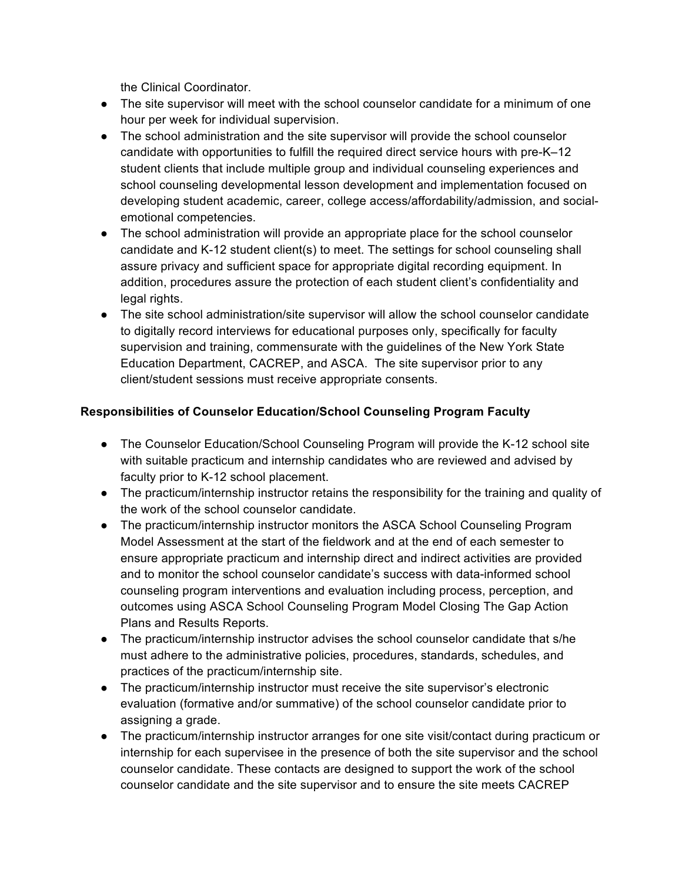the Clinical Coordinator.

- The site supervisor will meet with the school counselor candidate for a minimum of one hour per week for individual supervision.
- The school administration and the site supervisor will provide the school counselor candidate with opportunities to fulfill the required direct service hours with pre-K–12 student clients that include multiple group and individual counseling experiences and school counseling developmental lesson development and implementation focused on developing student academic, career, college access/affordability/admission, and social-emotional competencies.
- The school administration will provide an appropriate place for the school counselor candidate and K-12 student client(s) to meet. The settings for school counseling shall assure privacy and sufficient space for appropriate digital recording equipment. In addition, procedures assure the protection of each student client's confidentiality and legal rights.
- The site school administration/site supervisor will allow the school counselor candidate to digitally record interviews for educational purposes only, specifically for faculty supervision and training, commensurate with the guidelines of the New York State Education Department, CACREP, and ASCA. The site supervisor prior to any client/student sessions must receive appropriate consents.

**Responsibilities of Counselor Education/School Counseling Program Faculty**

- The Counselor Education/School Counseling Program will provide the K-12 school site with suitable practicum and internship candidates who are reviewed and advised by faculty prior to K-12 school placement.
- The practicum/internship instructor retains the responsibility for the training and quality of the work of the school counselor candidate.
- The practicum/internship instructor monitors the ASCA School Counseling Program Model Assessment at the start of the fieldwork and at the end of each semester to ensure appropriate practicum and internship direct and indirect activities are provided and to monitor the school counselor candidate's success with data-informed school counseling program interventions and evaluation including process, perception, and outcomes using ASCA School Counseling Program Model Closing The Gap Action Plans and Results Reports.
- The practicum/internship instructor advises the school counselor candidate that s/he must adhere to the administrative policies, procedures, standards, schedules, and practices of the practicum/internship site.
- The practicum/internship instructor must receive the site supervisor's electronic evaluation (formative and/or summative) of the school counselor candidate prior to assigning a grade.
- The practicum/internship instructor arranges for one site visit/contact during practicum or internship for each supervisee in the presence of both the site supervisor and the school counselor candidate. These contacts are designed to support the work of the school counselor candidate and the site supervisor and to ensure the site meets CACREP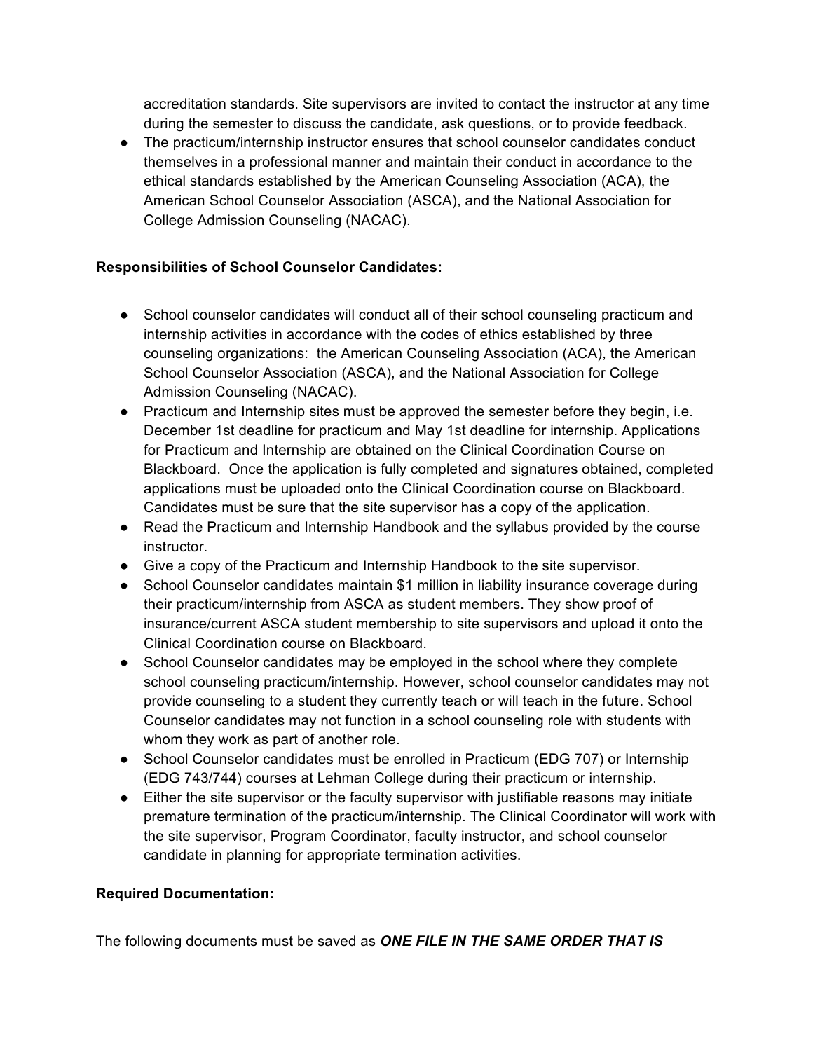accreditation standards. Site supervisors are invited to contact the instructor at any time during the semester to discuss the candidate, ask questions, or to provide feedback.

- The practicum/internship instructor ensures that school counselor candidates conduct themselves in a professional manner and maintain their conduct in accordance to the ethical standards established by the American Counseling Association (ACA), the American School Counselor Association (ASCA), and the National Association for College Admission Counseling (NACAC).

**Responsibilities of School Counselor Candidates:**

- School counselor candidates will conduct all of their school counseling practicum and internship activities in accordance with the codes of ethics established by three counseling organizations: the American Counseling Association (ACA), the American School Counselor Association (ASCA), and the National Association for College Admission Counseling (NACAC).
- Practicum and Internship sites must be approved the semester before they begin, i.e. December 1st deadline for practicum and May 1st deadline for internship. Applications for Practicum and Internship are obtained on the Clinical Coordination Course on Blackboard. Once the application is fully completed and signatures obtained, completed applications must be uploaded onto the Clinical Coordination course on Blackboard. Candidates must be sure that the site supervisor has a copy of the application.
- Read the Practicum and Internship Handbook and the syllabus provided by the course instructor.
- Give a copy of the Practicum and Internship Handbook to the site supervisor.
- School Counselor candidates maintain $1 million in liability insurance coverage during their practicum/internship from ASCA as student members. They show proof of insurance/current ASCA student membership to site supervisors and upload it onto the Clinical Coordination course on Blackboard.
- School Counselor candidates may be employed in the school where they complete school counseling practicum/internship. However, school counselor candidates may not provide counseling to a student they currently teach or will teach in the future. School Counselor candidates may not function in a school counseling role with students with whom they work as part of another role.
- School Counselor candidates must be enrolled in Practicum (EDG 707) or Internship (EDG 743/744) courses at Lehman College during their practicum or internship.
- Either the site supervisor or the faculty supervisor with justifiable reasons may initiate premature termination of the practicum/internship. The Clinical Coordinator will work with the site supervisor, Program Coordinator, faculty instructor, and school counselor candidate in planning for appropriate termination activities.

**Required Documentation:**

The following documents must be saved as ***<u>ONE FILE IN THE SAME ORDER THAT IS</u>***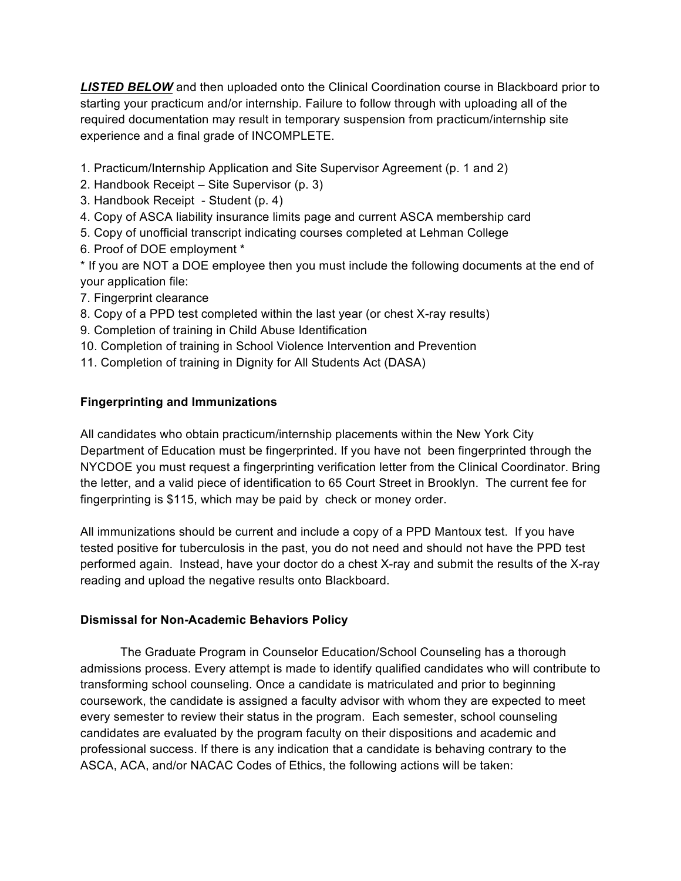***LISTED BELOW*** and then uploaded onto the Clinical Coordination course in Blackboard prior to starting your practicum and/or internship. Failure to follow through with uploading all of the required documentation may result in temporary suspension from practicum/internship site experience and a final grade of INCOMPLETE.

1. Practicum/Internship Application and Site Supervisor Agreement (p. 1 and 2)
2. Handbook Receipt – Site Supervisor (p. 3)
3. Handbook Receipt - Student (p. 4)
4. Copy of ASCA liability insurance limits page and current ASCA membership card
5. Copy of unofficial transcript indicating courses completed at Lehman College
6. Proof of DOE employment *

\* If you are NOT a DOE employee then you must include the following documents at the end of your application file:

7. Fingerprint clearance
8. Copy of a PPD test completed within the last year (or chest X-ray results)
9. Completion of training in Child Abuse Identification
10. Completion of training in School Violence Intervention and Prevention
11. Completion of training in Dignity for All Students Act (DASA)

**Fingerprinting and Immunizations**

All candidates who obtain practicum/internship placements within the New York City Department of Education must be fingerprinted. If you have not been fingerprinted through the NYCDOE you must request a fingerprinting verification letter from the Clinical Coordinator. Bring the letter, and a valid piece of identification to 65 Court Street in Brooklyn. The current fee for fingerprinting is $115, which may be paid by check or money order.

All immunizations should be current and include a copy of a PPD Mantoux test. If you have tested positive for tuberculosis in the past, you do not need and should not have the PPD test performed again. Instead, have your doctor do a chest X-ray and submit the results of the X-ray reading and upload the negative results onto Blackboard.

**Dismissal for Non-Academic Behaviors Policy**

The Graduate Program in Counselor Education/School Counseling has a thorough admissions process. Every attempt is made to identify qualified candidates who will contribute to transforming school counseling. Once a candidate is matriculated and prior to beginning coursework, the candidate is assigned a faculty advisor with whom they are expected to meet every semester to review their status in the program. Each semester, school counseling candidates are evaluated by the program faculty on their dispositions and academic and professional success. If there is any indication that a candidate is behaving contrary to the ASCA, ACA, and/or NACAC Codes of Ethics, the following actions will be taken: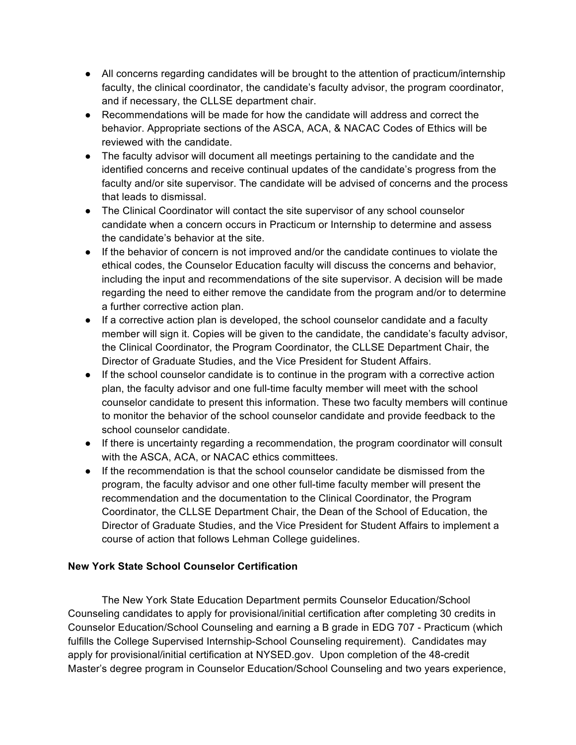- All concerns regarding candidates will be brought to the attention of practicum/internship faculty, the clinical coordinator, the candidate's faculty advisor, the program coordinator, and if necessary, the CLLSE department chair.
- Recommendations will be made for how the candidate will address and correct the behavior. Appropriate sections of the ASCA, ACA, & NACAC Codes of Ethics will be reviewed with the candidate.
- The faculty advisor will document all meetings pertaining to the candidate and the identified concerns and receive continual updates of the candidate's progress from the faculty and/or site supervisor. The candidate will be advised of concerns and the process that leads to dismissal.
- The Clinical Coordinator will contact the site supervisor of any school counselor candidate when a concern occurs in Practicum or Internship to determine and assess the candidate's behavior at the site.
- If the behavior of concern is not improved and/or the candidate continues to violate the ethical codes, the Counselor Education faculty will discuss the concerns and behavior, including the input and recommendations of the site supervisor. A decision will be made regarding the need to either remove the candidate from the program and/or to determine a further corrective action plan.
- If a corrective action plan is developed, the school counselor candidate and a faculty member will sign it. Copies will be given to the candidate, the candidate's faculty advisor, the Clinical Coordinator, the Program Coordinator, the CLLSE Department Chair, the Director of Graduate Studies, and the Vice President for Student Affairs.
- If the school counselor candidate is to continue in the program with a corrective action plan, the faculty advisor and one full-time faculty member will meet with the school counselor candidate to present this information. These two faculty members will continue to monitor the behavior of the school counselor candidate and provide feedback to the school counselor candidate.
- If there is uncertainty regarding a recommendation, the program coordinator will consult with the ASCA, ACA, or NACAC ethics committees.
- If the recommendation is that the school counselor candidate be dismissed from the program, the faculty advisor and one other full-time faculty member will present the recommendation and the documentation to the Clinical Coordinator, the Program Coordinator, the CLLSE Department Chair, the Dean of the School of Education, the Director of Graduate Studies, and the Vice President for Student Affairs to implement a course of action that follows Lehman College guidelines.

**New York State School Counselor Certification**

The New York State Education Department permits Counselor Education/School Counseling candidates to apply for provisional/initial certification after completing 30 credits in Counselor Education/School Counseling and earning a B grade in EDG 707 - Practicum (which fulfills the College Supervised Internship-School Counseling requirement). Candidates may apply for provisional/initial certification at NYSED.gov. Upon completion of the 48-credit Master's degree program in Counselor Education/School Counseling and two years experience,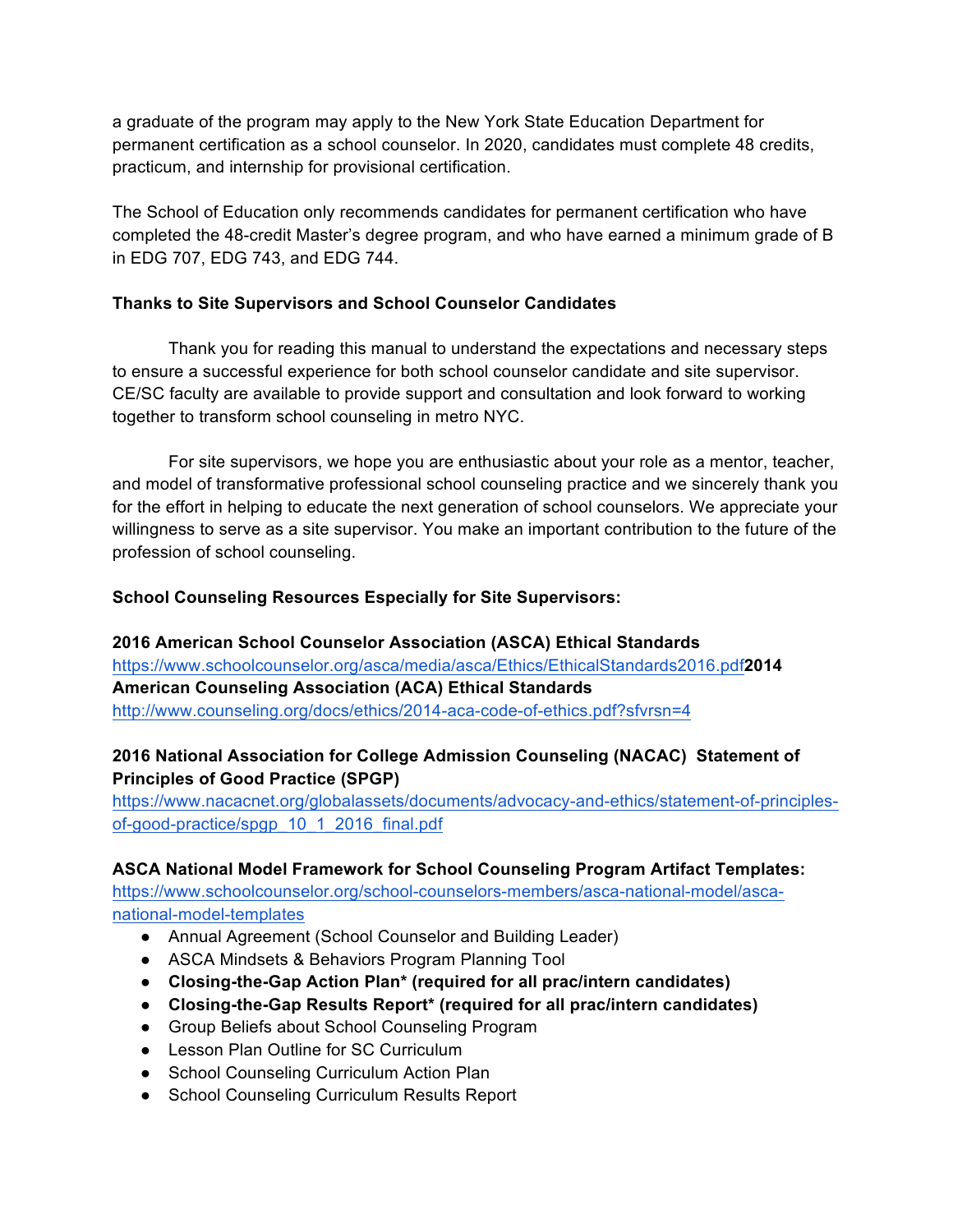a graduate of the program may apply to the New York State Education Department for permanent certification as a school counselor. In 2020, candidates must complete 48 credits, practicum, and internship for provisional certification.

The School of Education only recommends candidates for permanent certification who have completed the 48-credit Master's degree program, and who have earned a minimum grade of B in EDG 707, EDG 743, and EDG 744.

**Thanks to Site Supervisors and School Counselor Candidates**

Thank you for reading this manual to understand the expectations and necessary steps to ensure a successful experience for both school counselor candidate and site supervisor. CE/SC faculty are available to provide support and consultation and look forward to working together to transform school counseling in metro NYC.

For site supervisors, we hope you are enthusiastic about your role as a mentor, teacher, and model of transformative professional school counseling practice and we sincerely thank you for the effort in helping to educate the next generation of school counselors. We appreciate your willingness to serve as a site supervisor. You make an important contribution to the future of the profession of school counseling.

**School Counseling Resources Especially for Site Supervisors:**

**2016 American School Counselor Association (ASCA) Ethical Standards**
https://www.schoolcounselor.org/asca/media/asca/Ethics/EthicalStandards2016.pdf**2014 American Counseling Association (ACA) Ethical Standards**
http://www.counseling.org/docs/ethics/2014-aca-code-of-ethics.pdf?sfvrsn=4

**2016 National Association for College Admission Counseling (NACAC) Statement of Principles of Good Practice (SPGP)**
https://www.nacacnet.org/globalassets/documents/advocacy-and-ethics/statement-of-principles-of-good-practice/spgp_10_1_2016_final.pdf

**ASCA National Model Framework for School Counseling Program Artifact Templates:**
https://www.schoolcounselor.org/school-counselors-members/asca-national-model/asca-national-model-templates

- Annual Agreement (School Counselor and Building Leader)
- ASCA Mindsets & Behaviors Program Planning Tool
- **Closing-the-Gap Action Plan* (required for all prac/intern candidates)**
- **Closing-the-Gap Results Report* (required for all prac/intern candidates)**
- Group Beliefs about School Counseling Program
- Lesson Plan Outline for SC Curriculum
- School Counseling Curriculum Action Plan
- School Counseling Curriculum Results Report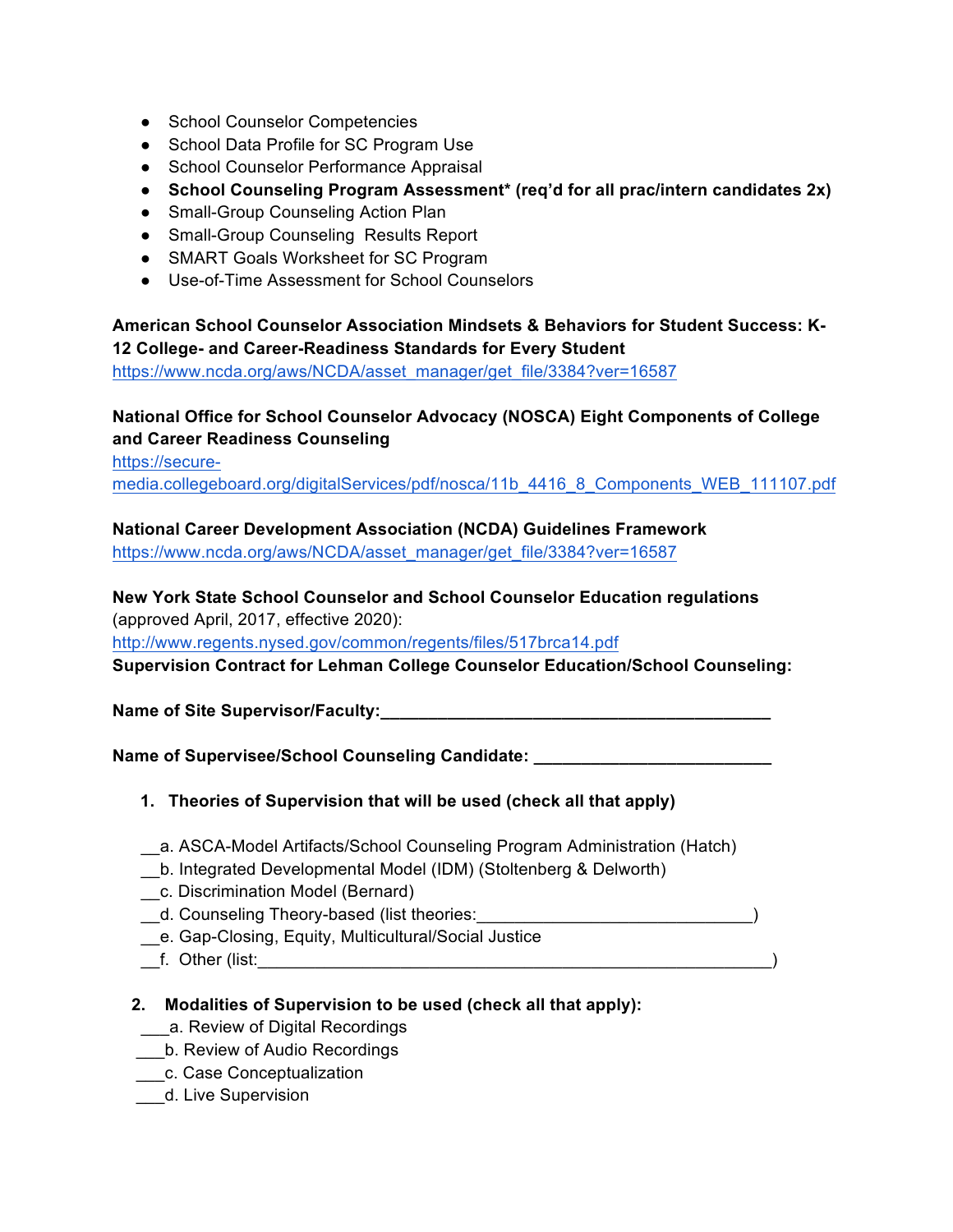- School Counselor Competencies
- School Data Profile for SC Program Use
- School Counselor Performance Appraisal
- **School Counseling Program Assessment* (req'd for all prac/intern candidates 2x)**
- Small-Group Counseling Action Plan
- Small-Group Counseling  Results Report
- SMART Goals Worksheet for SC Program
- Use-of-Time Assessment for School Counselors

**American School Counselor Association Mindsets & Behaviors for Student Success: K-12 College- and Career-Readiness Standards for Every Student**
https://www.ncda.org/aws/NCDA/asset_manager/get_file/3384?ver=16587

**National Office for School Counselor Advocacy (NOSCA) Eight Components of College and Career Readiness Counseling**
https://secure-media.collegeboard.org/digitalServices/pdf/nosca/11b_4416_8_Components_WEB_111107.pdf

**National Career Development Association (NCDA) Guidelines Framework**
https://www.ncda.org/aws/NCDA/asset_manager/get_file/3384?ver=16587

**New York State School Counselor and School Counselor Education regulations** (approved April, 2017, effective 2020):
http://www.regents.nysed.gov/common/regents/files/517brca14.pdf
**Supervision Contract for Lehman College Counselor Education/School Counseling:**

**Name of Site Supervisor/Faculty:___________________________________________**

**Name of Supervisee/School Counseling Candidate: _________________________**

1. **Theories of Supervision that will be used (check all that apply)**

__a. ASCA-Model Artifacts/School Counseling Program Administration (Hatch)
__b. Integrated Developmental Model (IDM) (Stoltenberg & Delworth)
__c. Discrimination Model (Bernard)
__d. Counseling Theory-based (list theories:_____________________________)
__e. Gap-Closing, Equity, Multicultural/Social Justice
__f. Other (list:_______________________________________________________)

2. **Modalities of Supervision to be used (check all that apply):**

___a. Review of Digital Recordings
___b. Review of Audio Recordings
___c. Case Conceptualization
___d. Live Supervision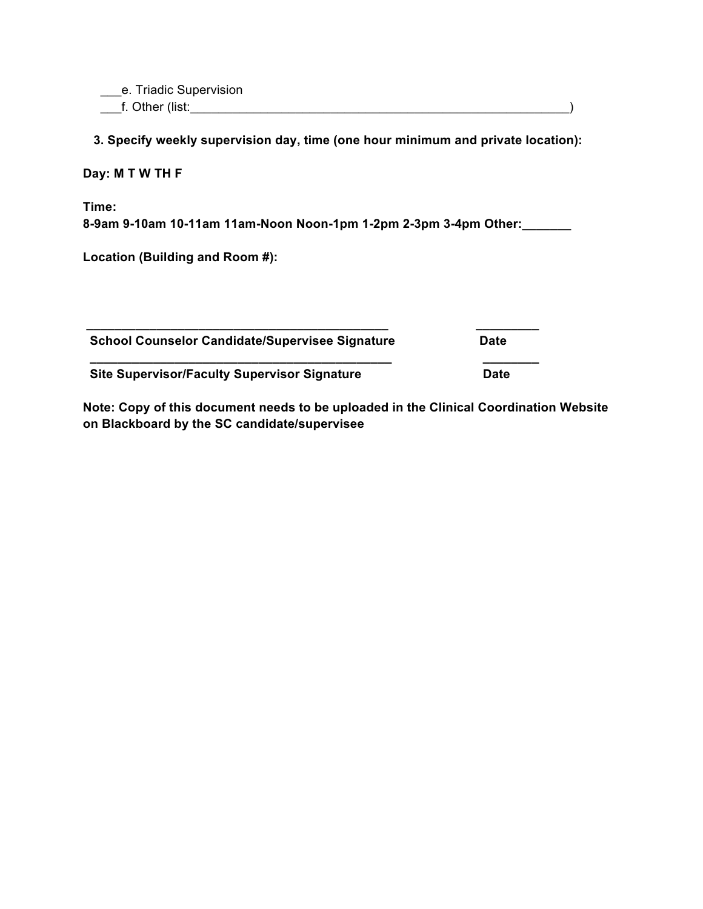___e. Triadic Supervision
___f. Other (list:_________________________________________________________)

**3. Specify weekly supervision day, time (one hour minimum and private location):**

**Day: M T W TH F**

**Time:**
**8-9am 9-10am 10-11am 11am-Noon Noon-1pm 1-2pm 2-3pm 3-4pm Other:_______**

**Location (Building and Room #):**

_____________________________________________ _________
**School Counselor Candidate/Supervisee Signature** **Date**

_____________________________________________ ________
**Site Supervisor/Faculty Supervisor Signature** **Date**

**Note: Copy of this document needs to be uploaded in the Clinical Coordination Website on Blackboard by the SC candidate/supervisee**